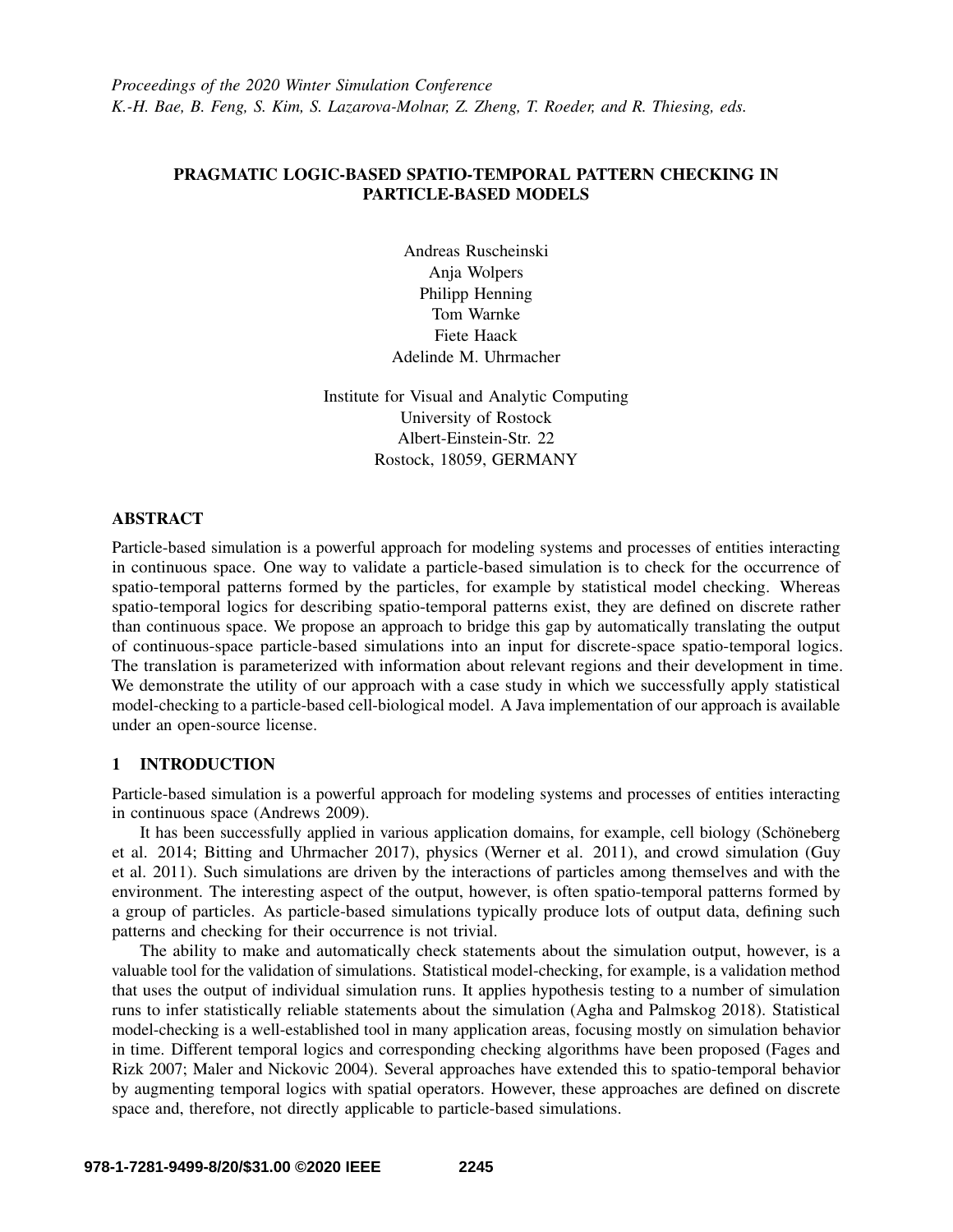# PRAGMATIC LOGIC-BASED SPATIO-TEMPORAL PATTERN CHECKING IN PARTICLE-BASED MODELS

Andreas Ruscheinski
Anja Wolpers
Philipp Henning
Tom Warnke
Fiete Haack
Adelinde M. Uhrmacher

Institute for Visual and Analytic Computing
University of Rostock
Albert-Einstein-Str. 22
Rostock, 18059, GERMANY

## ABSTRACT

Particle-based simulation is a powerful approach for modeling systems and processes of entities interacting in continuous space. One way to validate a particle-based simulation is to check for the occurrence of spatio-temporal patterns formed by the particles, for example by statistical model checking. Whereas spatio-temporal logics for describing spatio-temporal patterns exist, they are defined on discrete rather than continuous space. We propose an approach to bridge this gap by automatically translating the output of continuous-space particle-based simulations into an input for discrete-space spatio-temporal logics. The translation is parameterized with information about relevant regions and their development in time. We demonstrate the utility of our approach with a case study in which we successfully apply statistical model-checking to a particle-based cell-biological model. A Java implementation of our approach is available under an open-source license.

## 1 INTRODUCTION

Particle-based simulation is a powerful approach for modeling systems and processes of entities interacting in continuous space (Andrews 2009).

It has been successfully applied in various application domains, for example, cell biology (Schöneberg et al. 2014; Bitting and Uhrmacher 2017), physics (Werner et al. 2011), and crowd simulation (Guy et al. 2011). Such simulations are driven by the interactions of particles among themselves and with the environment. The interesting aspect of the output, however, is often spatio-temporal patterns formed by a group of particles. As particle-based simulations typically produce lots of output data, defining such patterns and checking for their occurrence is not trivial.

The ability to make and automatically check statements about the simulation output, however, is a valuable tool for the validation of simulations. Statistical model-checking, for example, is a validation method that uses the output of individual simulation runs. It applies hypothesis testing to a number of simulation runs to infer statistically reliable statements about the simulation (Agha and Palmskog 2018). Statistical model-checking is a well-established tool in many application areas, focusing mostly on simulation behavior in time. Different temporal logics and corresponding checking algorithms have been proposed (Fages and Rizk 2007; Maler and Nickovic 2004). Several approaches have extended this to spatio-temporal behavior by augmenting temporal logics with spatial operators. However, these approaches are defined on discrete space and, therefore, not directly applicable to particle-based simulations.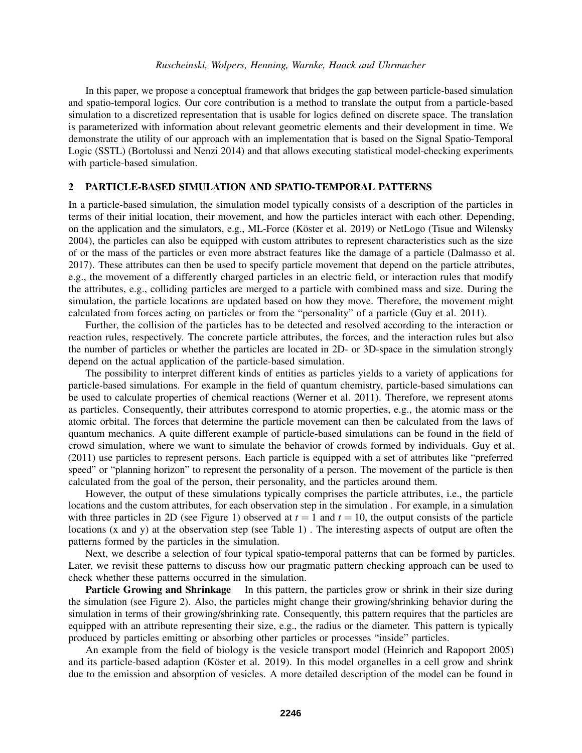In this paper, we propose a conceptual framework that bridges the gap between particle-based simulation and spatio-temporal logics. Our core contribution is a method to translate the output from a particle-based simulation to a discretized representation that is usable for logics defined on discrete space. The translation is parameterized with information about relevant geometric elements and their development in time. We demonstrate the utility of our approach with an implementation that is based on the Signal Spatio-Temporal Logic (SSTL) (Bortolussi and Nenzi 2014) and that allows executing statistical model-checking experiments with particle-based simulation.

## 2 PARTICLE-BASED SIMULATION AND SPATIO-TEMPORAL PATTERNS

In a particle-based simulation, the simulation model typically consists of a description of the particles in terms of their initial location, their movement, and how the particles interact with each other. Depending, on the application and the simulators, e.g., ML-Force (Köster et al. 2019) or NetLogo (Tisue and Wilensky 2004), the particles can also be equipped with custom attributes to represent characteristics such as the size of or the mass of the particles or even more abstract features like the damage of a particle (Dalmasso et al. 2017). These attributes can then be used to specify particle movement that depend on the particle attributes, e.g., the movement of a differently charged particles in an electric field, or interaction rules that modify the attributes, e.g., colliding particles are merged to a particle with combined mass and size. During the simulation, the particle locations are updated based on how they move. Therefore, the movement might calculated from forces acting on particles or from the "personality" of a particle (Guy et al. 2011).

Further, the collision of the particles has to be detected and resolved according to the interaction or reaction rules, respectively. The concrete particle attributes, the forces, and the interaction rules but also the number of particles or whether the particles are located in 2D- or 3D-space in the simulation strongly depend on the actual application of the particle-based simulation.

The possibility to interpret different kinds of entities as particles yields to a variety of applications for particle-based simulations. For example in the field of quantum chemistry, particle-based simulations can be used to calculate properties of chemical reactions (Werner et al. 2011). Therefore, we represent atoms as particles. Consequently, their attributes correspond to atomic properties, e.g., the atomic mass or the atomic orbital. The forces that determine the particle movement can then be calculated from the laws of quantum mechanics. A quite different example of particle-based simulations can be found in the field of crowd simulation, where we want to simulate the behavior of crowds formed by individuals. Guy et al. (2011) use particles to represent persons. Each particle is equipped with a set of attributes like "preferred speed" or "planning horizon" to represent the personality of a person. The movement of the particle is then calculated from the goal of the person, their personality, and the particles around them.

However, the output of these simulations typically comprises the particle attributes, i.e., the particle locations and the custom attributes, for each observation step in the simulation . For example, in a simulation with three particles in 2D (see Figure 1) observed at $t = 1$ and $t = 10$, the output consists of the particle locations (x and y) at the observation step (see Table 1) . The interesting aspects of output are often the patterns formed by the particles in the simulation.

Next, we describe a selection of four typical spatio-temporal patterns that can be formed by particles. Later, we revisit these patterns to discuss how our pragmatic pattern checking approach can be used to check whether these patterns occurred in the simulation.

**Particle Growing and Shrinkage** In this pattern, the particles grow or shrink in their size during the simulation (see Figure 2). Also, the particles might change their growing/shrinking behavior during the simulation in terms of their growing/shrinking rate. Consequently, this pattern requires that the particles are equipped with an attribute representing their size, e.g., the radius or the diameter. This pattern is typically produced by particles emitting or absorbing other particles or processes "inside" particles.

An example from the field of biology is the vesicle transport model (Heinrich and Rapoport 2005) and its particle-based adaption (Köster et al. 2019). In this model organelles in a cell grow and shrink due to the emission and absorption of vesicles. A more detailed description of the model can be found in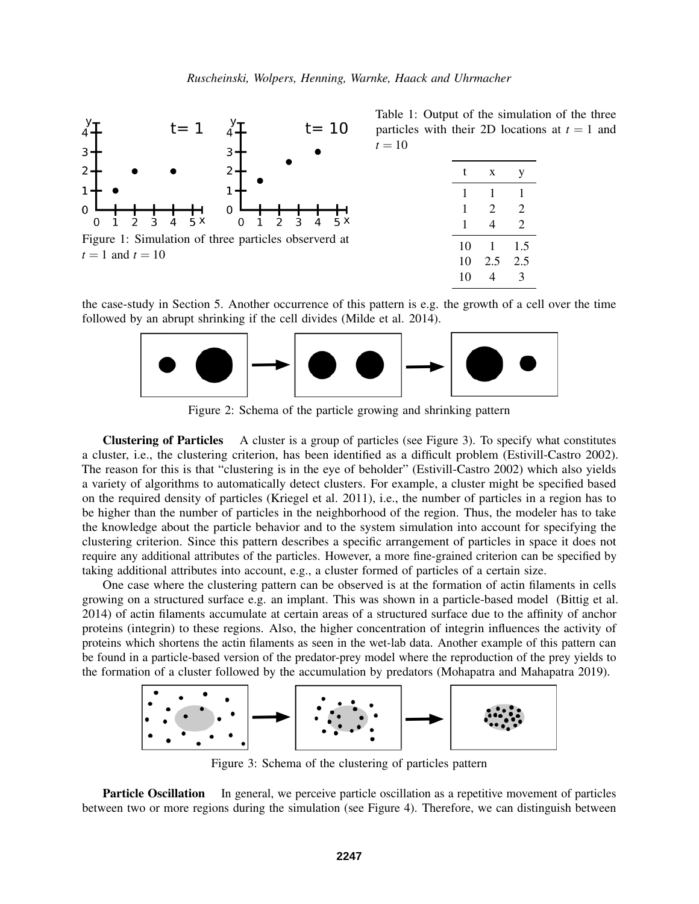Figure 1: Simulation of three particles observerd at $t = 1$ and $t = 10$

Table 1: Output of the simulation of the three particles with their 2D locations at $t = 1$ and $t = 10$

| t | x | y |
|---|---|---|
| 1 | 1 | 1 |
| 1 | 2 | 2 |
| 1 | 4 | 2 |
| 10 | 1 | 1.5 |
| 10 | 2.5 | 2.5 |
| 10 | 4 | 3 |

the case-study in Section 5. Another occurrence of this pattern is e.g. the growth of a cell over the time followed by an abrupt shrinking if the cell divides (Milde et al. 2014).

Figure 2: Schema of the particle growing and shrinking pattern

**Clustering of Particles** A cluster is a group of particles (see Figure 3). To specify what constitutes a cluster, i.e., the clustering criterion, has been identified as a difficult problem (Estivill-Castro 2002). The reason for this is that "clustering is in the eye of beholder" (Estivill-Castro 2002) which also yields a variety of algorithms to automatically detect clusters. For example, a cluster might be specified based on the required density of particles (Kriegel et al. 2011), i.e., the number of particles in a region has to be higher than the number of particles in the neighborhood of the region. Thus, the modeler has to take the knowledge about the particle behavior and to the system simulation into account for specifying the clustering criterion. Since this pattern describes a specific arrangement of particles in space it does not require any additional attributes of the particles. However, a more fine-grained criterion can be specified by taking additional attributes into account, e.g., a cluster formed of particles of a certain size.

One case where the clustering pattern can be observed is at the formation of actin filaments in cells growing on a structured surface e.g. an implant. This was shown in a particle-based model (Bittig et al. 2014) of actin filaments accumulate at certain areas of a structured surface due to the affinity of anchor proteins (integrin) to these regions. Also, the higher concentration of integrin influences the activity of proteins which shortens the actin filaments as seen in the wet-lab data. Another example of this pattern can be found in a particle-based version of the predator-prey model where the reproduction of the prey yields to the formation of a cluster followed by the accumulation by predators (Mohapatra and Mahapatra 2019).

Figure 3: Schema of the clustering of particles pattern

**Particle Oscillation** In general, we perceive particle oscillation as a repetitive movement of particles between two or more regions during the simulation (see Figure 4). Therefore, we can distinguish between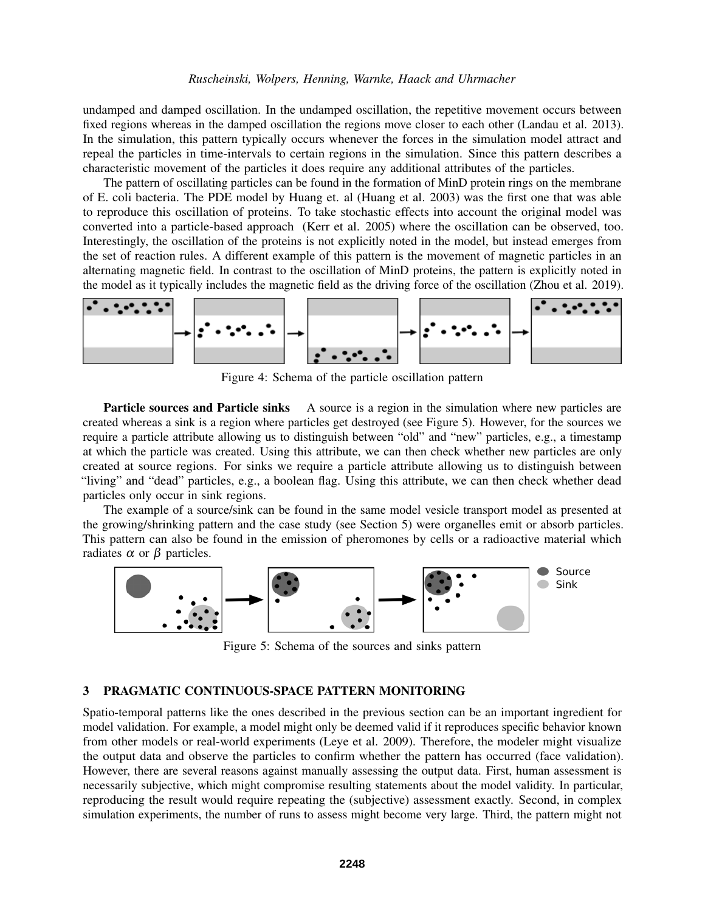undamped and damped oscillation. In the undamped oscillation, the repetitive movement occurs between fixed regions whereas in the damped oscillation the regions move closer to each other (Landau et al. 2013). In the simulation, this pattern typically occurs whenever the forces in the simulation model attract and repeal the particles in time-intervals to certain regions in the simulation. Since this pattern describes a characteristic movement of the particles it does require any additional attributes of the particles.

The pattern of oscillating particles can be found in the formation of MinD protein rings on the membrane of E. coli bacteria. The PDE model by Huang et. al (Huang et al. 2003) was the first one that was able to reproduce this oscillation of proteins. To take stochastic effects into account the original model was converted into a particle-based approach (Kerr et al. 2005) where the oscillation can be observed, too. Interestingly, the oscillation of the proteins is not explicitly noted in the model, but instead emerges from the set of reaction rules. A different example of this pattern is the movement of magnetic particles in an alternating magnetic field. In contrast to the oscillation of MinD proteins, the pattern is explicitly noted in the model as it typically includes the magnetic field as the driving force of the oscillation (Zhou et al. 2019).

Figure 4: Schema of the particle oscillation pattern

**Particle sources and Particle sinks** A source is a region in the simulation where new particles are created whereas a sink is a region where particles get destroyed (see Figure 5). However, for the sources we require a particle attribute allowing us to distinguish between "old" and "new" particles, e.g., a timestamp at which the particle was created. Using this attribute, we can then check whether new particles are only created at source regions. For sinks we require a particle attribute allowing us to distinguish between "living" and "dead" particles, e.g., a boolean flag. Using this attribute, we can then check whether dead particles only occur in sink regions.

The example of a source/sink can be found in the same model vesicle transport model as presented at the growing/shrinking pattern and the case study (see Section 5) were organelles emit or absorb particles. This pattern can also be found in the emission of pheromones by cells or a radioactive material which radiates $\alpha$ or $\beta$ particles.

Figure 5: Schema of the sources and sinks pattern

## 3 PRAGMATIC CONTINUOUS-SPACE PATTERN MONITORING

Spatio-temporal patterns like the ones described in the previous section can be an important ingredient for model validation. For example, a model might only be deemed valid if it reproduces specific behavior known from other models or real-world experiments (Leye et al. 2009). Therefore, the modeler might visualize the output data and observe the particles to confirm whether the pattern has occurred (face validation). However, there are several reasons against manually assessing the output data. First, human assessment is necessarily subjective, which might compromise resulting statements about the model validity. In particular, reproducing the result would require repeating the (subjective) assessment exactly. Second, in complex simulation experiments, the number of runs to assess might become very large. Third, the pattern might not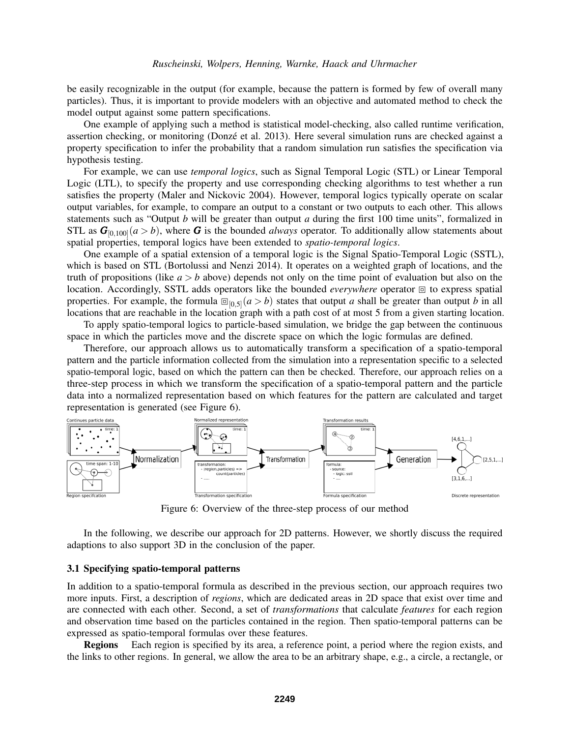be easily recognizable in the output (for example, because the pattern is formed by few of overall many particles). Thus, it is important to provide modelers with an objective and automated method to check the model output against some pattern specifications.

One example of applying such a method is statistical model-checking, also called runtime verification, assertion checking, or monitoring (Donzé et al. 2013). Here several simulation runs are checked against a property specification to infer the probability that a random simulation run satisfies the specification via hypothesis testing.

For example, we can use *temporal logics*, such as Signal Temporal Logic (STL) or Linear Temporal Logic (LTL), to specify the property and use corresponding checking algorithms to test whether a run satisfies the property (Maler and Nickovic 2004). However, temporal logics typically operate on scalar output variables, for example, to compare an output to a constant or two outputs to each other. This allows statements such as "Output $b$ will be greater than output $a$ during the first 100 time units", formalized in STL as $\boldsymbol{G}_{[0,100]}(a > b)$, where $\boldsymbol{G}$ is the bounded *always* operator. To additionally allow statements about spatial properties, temporal logics have been extended to *spatio-temporal logics*.

One example of a spatial extension of a temporal logic is the Signal Spatio-Temporal Logic (SSTL), which is based on STL (Bortolussi and Nenzi 2014). It operates on a weighted graph of locations, and the truth of propositions (like $a > b$ above) depends not only on the time point of evaluation but also on the location. Accordingly, SSTL adds operators like the bounded *everywhere* operator $\boxdot$ to express spatial properties. For example, the formula $\boxdot_{[0,5]}(a > b)$ states that output $a$ shall be greater than output $b$ in all locations that are reachable in the location graph with a path cost of at most 5 from a given starting location.

To apply spatio-temporal logics to particle-based simulation, we bridge the gap between the continuous space in which the particles move and the discrete space on which the logic formulas are defined.

Therefore, our approach allows us to automatically transform a specification of a spatio-temporal pattern and the particle information collected from the simulation into a representation specific to a selected spatio-temporal logic, based on which the pattern can then be checked. Therefore, our approach relies on a three-step process in which we transform the specification of a spatio-temporal pattern and the particle data into a normalized representation based on which features for the pattern are calculated and target representation is generated (see Figure 6).

Figure 6: Overview of the three-step process of our method

In the following, we describe our approach for 2D patterns. However, we shortly discuss the required adaptions to also support 3D in the conclusion of the paper.

### 3.1 Specifying spatio-temporal patterns

In addition to a spatio-temporal formula as described in the previous section, our approach requires two more inputs. First, a description of *regions*, which are dedicated areas in 2D space that exist over time and are connected with each other. Second, a set of *transformations* that calculate *features* for each region and observation time based on the particles contained in the region. Then spatio-temporal patterns can be expressed as spatio-temporal formulas over these features.

**Regions** Each region is specified by its area, a reference point, a period where the region exists, and the links to other regions. In general, we allow the area to be an arbitrary shape, e.g., a circle, a rectangle, or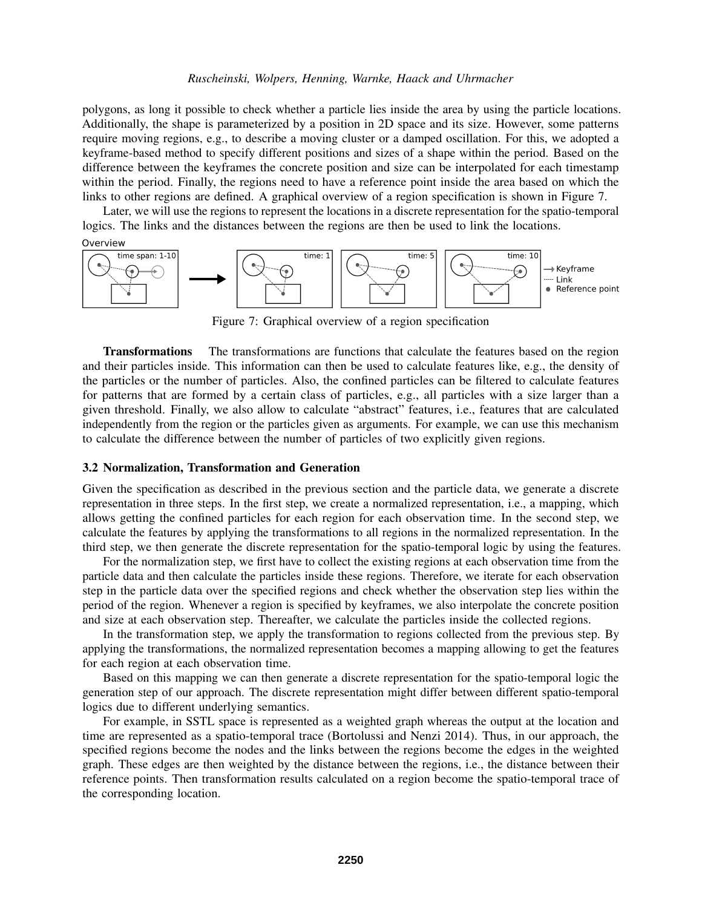polygons, as long it possible to check whether a particle lies inside the area by using the particle locations. Additionally, the shape is parameterized by a position in 2D space and its size. However, some patterns require moving regions, e.g., to describe a moving cluster or a damped oscillation. For this, we adopted a keyframe-based method to specify different positions and sizes of a shape within the period. Based on the difference between the keyframes the concrete position and size can be interpolated for each timestamp within the period. Finally, the regions need to have a reference point inside the area based on which the links to other regions are defined. A graphical overview of a region specification is shown in Figure 7.

Later, we will use the regions to represent the locations in a discrete representation for the spatio-temporal logics. The links and the distances between the regions are then be used to link the locations.

Figure 7: Graphical overview of a region specification

**Transformations** The transformations are functions that calculate the features based on the region and their particles inside. This information can then be used to calculate features like, e.g., the density of the particles or the number of particles. Also, the confined particles can be filtered to calculate features for patterns that are formed by a certain class of particles, e.g., all particles with a size larger than a given threshold. Finally, we also allow to calculate "abstract" features, i.e., features that are calculated independently from the region or the particles given as arguments. For example, we can use this mechanism to calculate the difference between the number of particles of two explicitly given regions.

### 3.2 Normalization, Transformation and Generation

Given the specification as described in the previous section and the particle data, we generate a discrete representation in three steps. In the first step, we create a normalized representation, i.e., a mapping, which allows getting the confined particles for each region for each observation time. In the second step, we calculate the features by applying the transformations to all regions in the normalized representation. In the third step, we then generate the discrete representation for the spatio-temporal logic by using the features.

For the normalization step, we first have to collect the existing regions at each observation time from the particle data and then calculate the particles inside these regions. Therefore, we iterate for each observation step in the particle data over the specified regions and check whether the observation step lies within the period of the region. Whenever a region is specified by keyframes, we also interpolate the concrete position and size at each observation step. Thereafter, we calculate the particles inside the collected regions.

In the transformation step, we apply the transformation to regions collected from the previous step. By applying the transformations, the normalized representation becomes a mapping allowing to get the features for each region at each observation time.

Based on this mapping we can then generate a discrete representation for the spatio-temporal logic the generation step of our approach. The discrete representation might differ between different spatio-temporal logics due to different underlying semantics.

For example, in SSTL space is represented as a weighted graph whereas the output at the location and time are represented as a spatio-temporal trace (Bortolussi and Nenzi 2014). Thus, in our approach, the specified regions become the nodes and the links between the regions become the edges in the weighted graph. These edges are then weighted by the distance between the regions, i.e., the distance between their reference points. Then transformation results calculated on a region become the spatio-temporal trace of the corresponding location.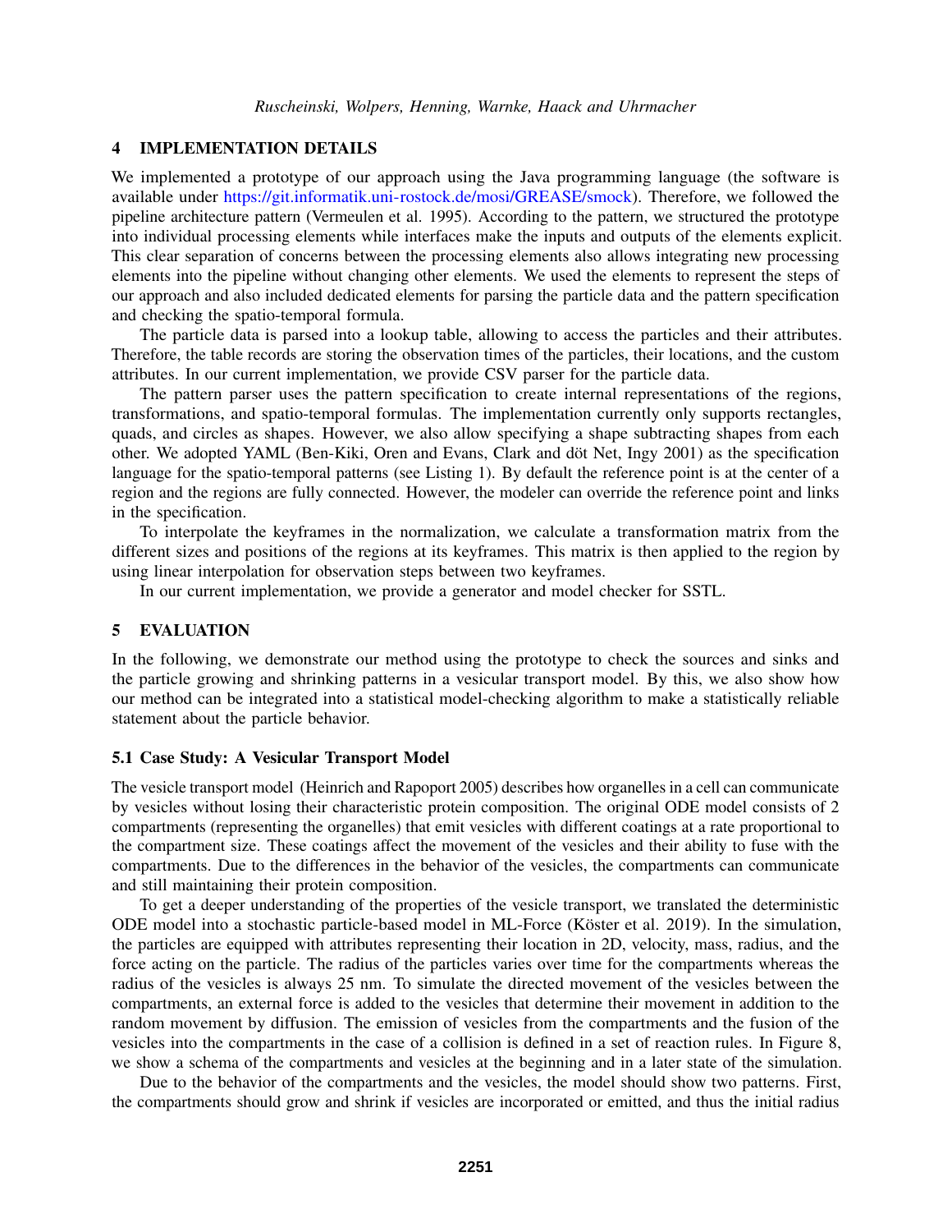## 4 IMPLEMENTATION DETAILS

We implemented a prototype of our approach using the Java programming language (the software is available under https://git.informatik.uni-rostock.de/mosi/GREASE/smock). Therefore, we followed the pipeline architecture pattern (Vermeulen et al. 1995). According to the pattern, we structured the prototype into individual processing elements while interfaces make the inputs and outputs of the elements explicit. This clear separation of concerns between the processing elements also allows integrating new processing elements into the pipeline without changing other elements. We used the elements to represent the steps of our approach and also included dedicated elements for parsing the particle data and the pattern specification and checking the spatio-temporal formula.

The particle data is parsed into a lookup table, allowing to access the particles and their attributes. Therefore, the table records are storing the observation times of the particles, their locations, and the custom attributes. In our current implementation, we provide CSV parser for the particle data.

The pattern parser uses the pattern specification to create internal representations of the regions, transformations, and spatio-temporal formulas. The implementation currently only supports rectangles, quads, and circles as shapes. However, we also allow specifying a shape subtracting shapes from each other. We adopted YAML (Ben-Kiki, Oren and Evans, Clark and döt Net, Ingy 2001) as the specification language for the spatio-temporal patterns (see Listing 1). By default the reference point is at the center of a region and the regions are fully connected. However, the modeler can override the reference point and links in the specification.

To interpolate the keyframes in the normalization, we calculate a transformation matrix from the different sizes and positions of the regions at its keyframes. This matrix is then applied to the region by using linear interpolation for observation steps between two keyframes.

In our current implementation, we provide a generator and model checker for SSTL.

## 5 EVALUATION

In the following, we demonstrate our method using the prototype to check the sources and sinks and the particle growing and shrinking patterns in a vesicular transport model. By this, we also show how our method can be integrated into a statistical model-checking algorithm to make a statistically reliable statement about the particle behavior.

### 5.1 Case Study: A Vesicular Transport Model

The vesicle transport model (Heinrich and Rapoport 2005) describes how organelles in a cell can communicate by vesicles without losing their characteristic protein composition. The original ODE model consists of 2 compartments (representing the organelles) that emit vesicles with different coatings at a rate proportional to the compartment size. These coatings affect the movement of the vesicles and their ability to fuse with the compartments. Due to the differences in the behavior of the vesicles, the compartments can communicate and still maintaining their protein composition.

To get a deeper understanding of the properties of the vesicle transport, we translated the deterministic ODE model into a stochastic particle-based model in ML-Force (Köster et al. 2019). In the simulation, the particles are equipped with attributes representing their location in 2D, velocity, mass, radius, and the force acting on the particle. The radius of the particles varies over time for the compartments whereas the radius of the vesicles is always 25 nm. To simulate the directed movement of the vesicles between the compartments, an external force is added to the vesicles that determine their movement in addition to the random movement by diffusion. The emission of vesicles from the compartments and the fusion of the vesicles into the compartments in the case of a collision is defined in a set of reaction rules. In Figure 8, we show a schema of the compartments and vesicles at the beginning and in a later state of the simulation.

Due to the behavior of the compartments and the vesicles, the model should show two patterns. First, the compartments should grow and shrink if vesicles are incorporated or emitted, and thus the initial radius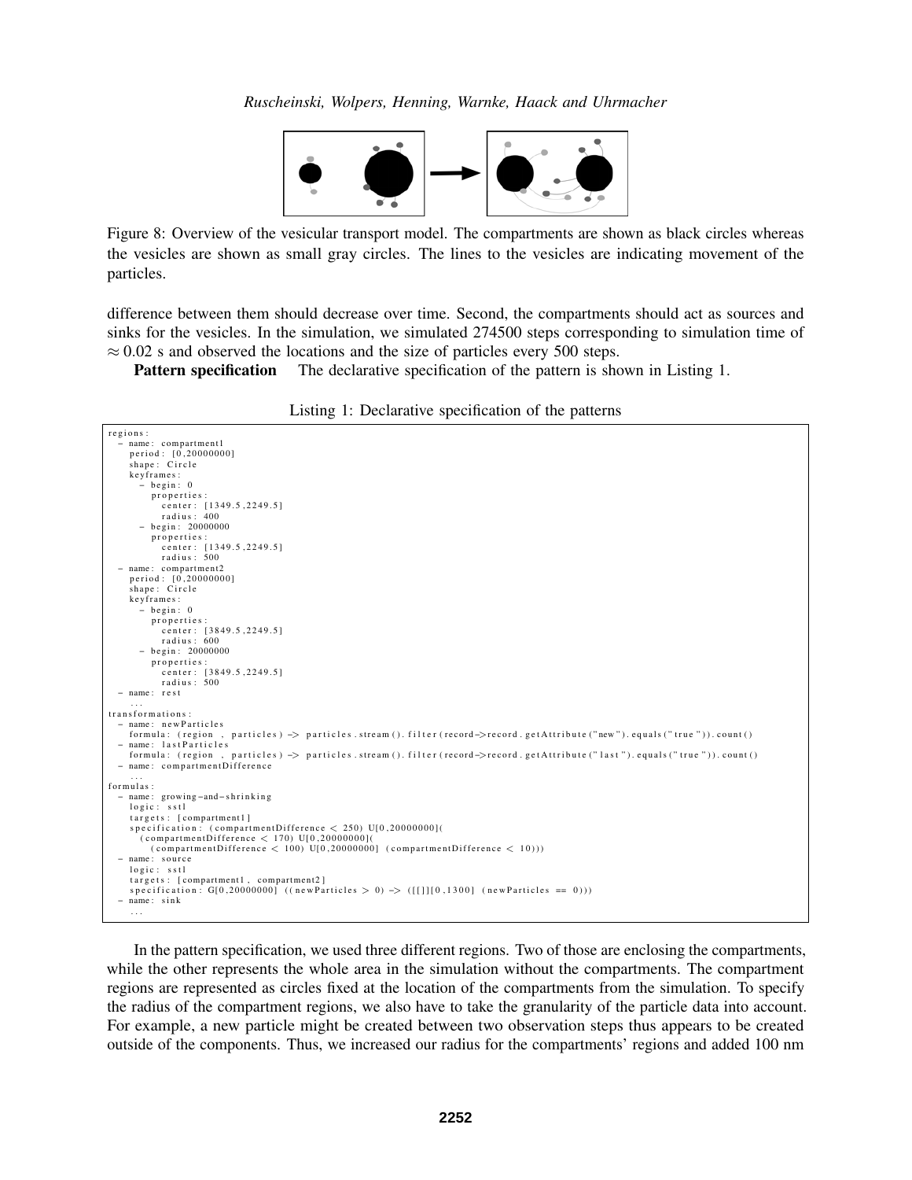Figure 8: Overview of the vesicular transport model. The compartments are shown as black circles whereas the vesicles are shown as small gray circles. The lines to the vesicles are indicating movement of the particles.

difference between them should decrease over time. Second, the compartments should act as sources and sinks for the vesicles. In the simulation, we simulated 274500 steps corresponding to simulation time of $\approx 0.02$ s and observed the locations and the size of particles every 500 steps.

**Pattern specification** The declarative specification of the pattern is shown in Listing 1.

Listing 1: Declarative specification of the patterns

```
regions:
  - name: compartment1
    period: [0,20000000]
    shape: Circle
    keyframes:
      - begin: 0
        properties:
          center: [1349.5,2249.5]
          radius: 400
      - begin: 20000000
        properties:
          center: [1349.5,2249.5]
          radius: 500
  - name: compartment2
    period: [0,20000000]
    shape: Circle
    keyframes:
      - begin: 0
        properties:
          center: [3849.5,2249.5]
          radius: 600
      - begin: 20000000
        properties:
          center: [3849.5,2249.5]
          radius: 500
  - name: rest
    ...
transformations:
  - name: newParticles
    formula: (region , particles) -> particles.stream().filter(record->record.getAttribute("new").equals("true")).count()
  - name: lastParticles
    formula: (region , particles) -> particles.stream().filter(record->record.getAttribute("last").equals("true")).count()
  - name: compartmentDifference
    ...
formulas:
  - name: growing-and-shrinking
    logic: sstl
    targets: [compartment1]
    specification: (compartmentDifference < 250) U[0,20000000](
      (compartmentDifference < 170) U[0,20000000](
        (compartmentDifference < 100) U[0,20000000] (compartmentDifference < 10)))
  - name: source
    logic: sstl
    targets: [compartment1, compartment2]
    specification: G[0,20000000] ((newParticles > 0) -> ([[]][0,1300] (newParticles == 0)))
  - name: sink
    ...
```

In the pattern specification, we used three different regions. Two of those are enclosing the compartments, while the other represents the whole area in the simulation without the compartments. The compartment regions are represented as circles fixed at the location of the compartments from the simulation. To specify the radius of the compartment regions, we also have to take the granularity of the particle data into account. For example, a new particle might be created between two observation steps thus appears to be created outside of the components. Thus, we increased our radius for the compartments' regions and added 100 nm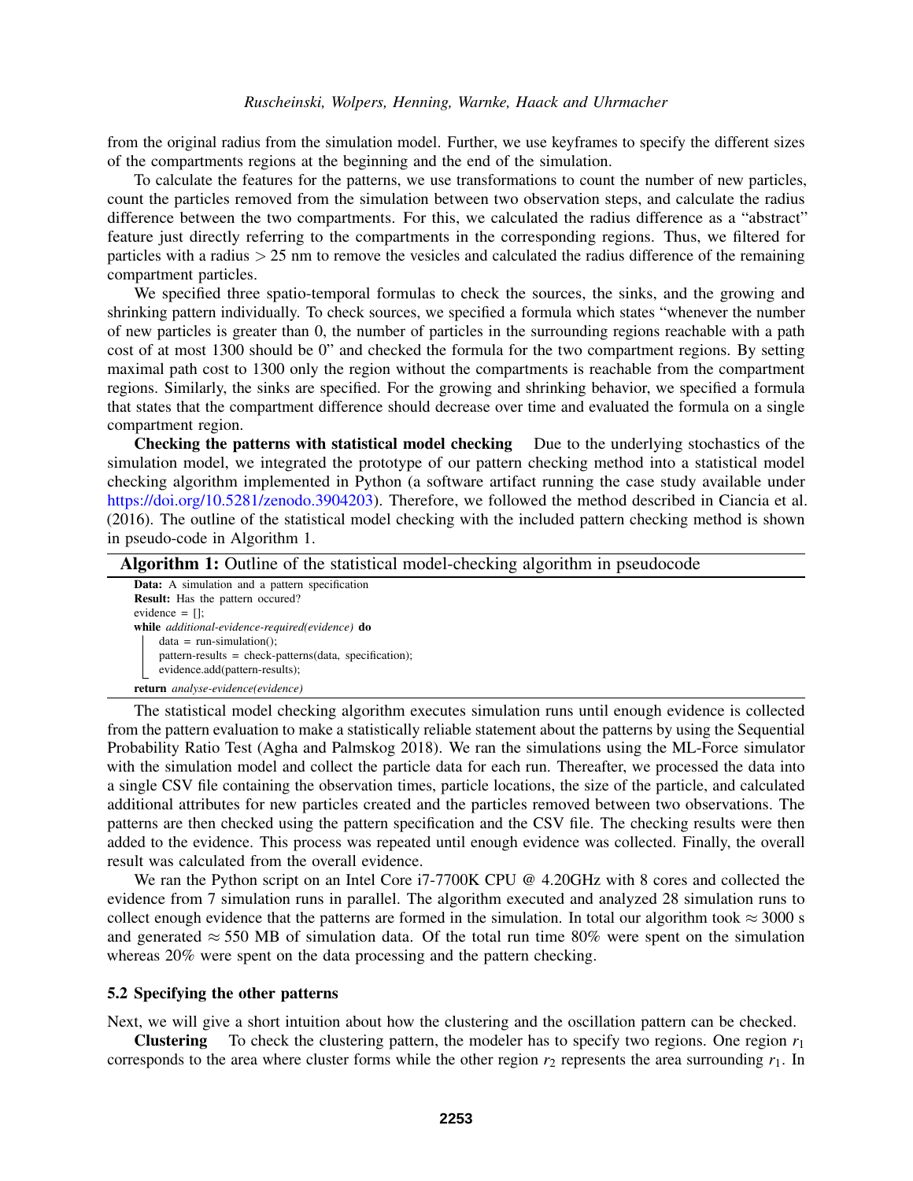from the original radius from the simulation model. Further, we use keyframes to specify the different sizes of the compartments regions at the beginning and the end of the simulation.

To calculate the features for the patterns, we use transformations to count the number of new particles, count the particles removed from the simulation between two observation steps, and calculate the radius difference between the two compartments. For this, we calculated the radius difference as a "abstract" feature just directly referring to the compartments in the corresponding regions. Thus, we filtered for particles with a radius $> 25$ nm to remove the vesicles and calculated the radius difference of the remaining compartment particles.

We specified three spatio-temporal formulas to check the sources, the sinks, and the growing and shrinking pattern individually. To check sources, we specified a formula which states "whenever the number of new particles is greater than 0, the number of particles in the surrounding regions reachable with a path cost of at most 1300 should be 0" and checked the formula for the two compartment regions. By setting maximal path cost to 1300 only the region without the compartments is reachable from the compartment regions. Similarly, the sinks are specified. For the growing and shrinking behavior, we specified a formula that states that the compartment difference should decrease over time and evaluated the formula on a single compartment region.

**Checking the patterns with statistical model checking** Due to the underlying stochastics of the simulation model, we integrated the prototype of our pattern checking method into a statistical model checking algorithm implemented in Python (a software artifact running the case study available under https://doi.org/10.5281/zenodo.3904203). Therefore, we followed the method described in Ciancia et al. (2016). The outline of the statistical model checking with the included pattern checking method is shown in pseudo-code in Algorithm 1.

**Algorithm 1:** Outline of the statistical model-checking algorithm in pseudocode

```
Data: A simulation and a pattern specification
Result: Has the pattern occured?
evidence = [];
while additional-evidence-required(evidence) do
    data = run-simulation();
    pattern-results = check-patterns(data, specification);
    evidence.add(pattern-results);
return analyse-evidence(evidence)
```

The statistical model checking algorithm executes simulation runs until enough evidence is collected from the pattern evaluation to make a statistically reliable statement about the patterns by using the Sequential Probability Ratio Test (Agha and Palmskog 2018). We ran the simulations using the ML-Force simulator with the simulation model and collect the particle data for each run. Thereafter, we processed the data into a single CSV file containing the observation times, particle locations, the size of the particle, and calculated additional attributes for new particles created and the particles removed between two observations. The patterns are then checked using the pattern specification and the CSV file. The checking results were then added to the evidence. This process was repeated until enough evidence was collected. Finally, the overall result was calculated from the overall evidence.

We ran the Python script on an Intel Core i7-7700K CPU @ 4.20GHz with 8 cores and collected the evidence from 7 simulation runs in parallel. The algorithm executed and analyzed 28 simulation runs to collect enough evidence that the patterns are formed in the simulation. In total our algorithm took $\approx 3000$ s and generated $\approx 550$ MB of simulation data. Of the total run time 80% were spent on the simulation whereas 20% were spent on the data processing and the pattern checking.

### 5.2 Specifying the other patterns

Next, we will give a short intuition about how the clustering and the oscillation pattern can be checked.

**Clustering** To check the clustering pattern, the modeler has to specify two regions. One region $r_1$ corresponds to the area where cluster forms while the other region $r_2$ represents the area surrounding $r_1$. In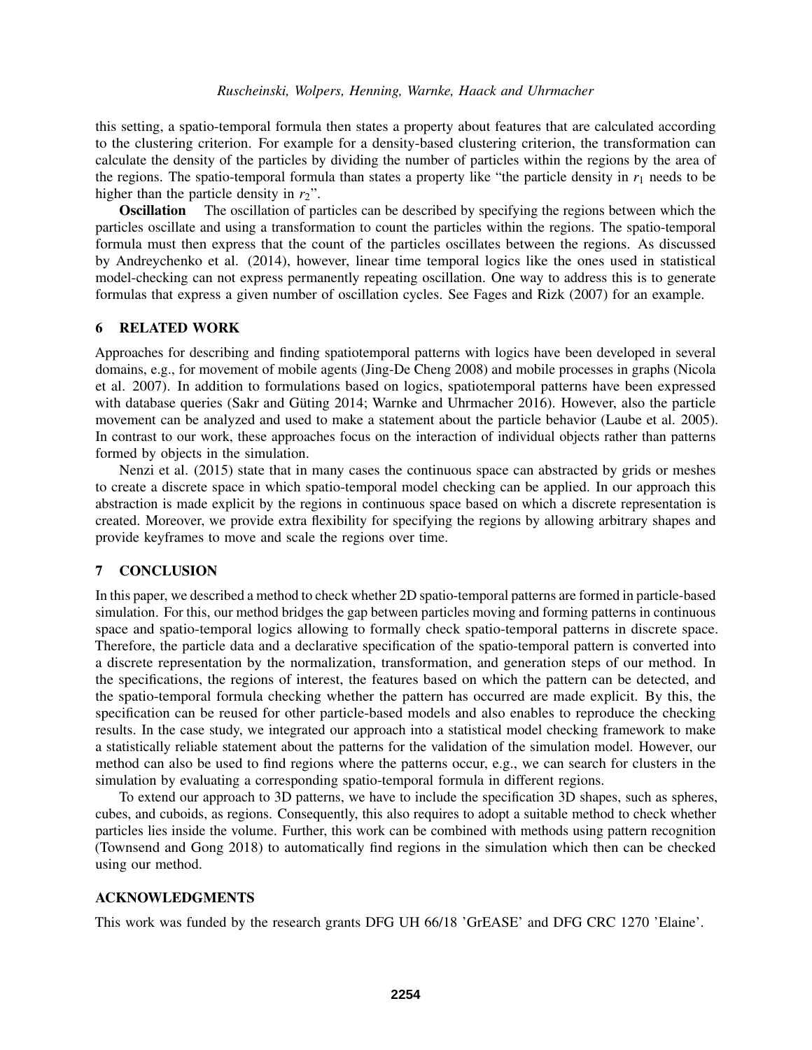this setting, a spatio-temporal formula then states a property about features that are calculated according to the clustering criterion. For example for a density-based clustering criterion, the transformation can calculate the density of the particles by dividing the number of particles within the regions by the area of the regions. The spatio-temporal formula than states a property like "the particle density in $r_1$ needs to be higher than the particle density in $r_2$".

**Oscillation** The oscillation of particles can be described by specifying the regions between which the particles oscillate and using a transformation to count the particles within the regions. The spatio-temporal formula must then express that the count of the particles oscillates between the regions. As discussed by Andreychenko et al. (2014), however, linear time temporal logics like the ones used in statistical model-checking can not express permanently repeating oscillation. One way to address this is to generate formulas that express a given number of oscillation cycles. See Fages and Rizk (2007) for an example.

## 6 RELATED WORK

Approaches for describing and finding spatiotemporal patterns with logics have been developed in several domains, e.g., for movement of mobile agents (Jing-De Cheng 2008) and mobile processes in graphs (Nicola et al. 2007). In addition to formulations based on logics, spatiotemporal patterns have been expressed with database queries (Sakr and Güting 2014; Warnke and Uhrmacher 2016). However, also the particle movement can be analyzed and used to make a statement about the particle behavior (Laube et al. 2005). In contrast to our work, these approaches focus on the interaction of individual objects rather than patterns formed by objects in the simulation.

Nenzi et al. (2015) state that in many cases the continuous space can abstracted by grids or meshes to create a discrete space in which spatio-temporal model checking can be applied. In our approach this abstraction is made explicit by the regions in continuous space based on which a discrete representation is created. Moreover, we provide extra flexibility for specifying the regions by allowing arbitrary shapes and provide keyframes to move and scale the regions over time.

## 7 CONCLUSION

In this paper, we described a method to check whether 2D spatio-temporal patterns are formed in particle-based simulation. For this, our method bridges the gap between particles moving and forming patterns in continuous space and spatio-temporal logics allowing to formally check spatio-temporal patterns in discrete space. Therefore, the particle data and a declarative specification of the spatio-temporal pattern is converted into a discrete representation by the normalization, transformation, and generation steps of our method. In the specifications, the regions of interest, the features based on which the pattern can be detected, and the spatio-temporal formula checking whether the pattern has occurred are made explicit. By this, the specification can be reused for other particle-based models and also enables to reproduce the checking results. In the case study, we integrated our approach into a statistical model checking framework to make a statistically reliable statement about the patterns for the validation of the simulation model. However, our method can also be used to find regions where the patterns occur, e.g., we can search for clusters in the simulation by evaluating a corresponding spatio-temporal formula in different regions.

To extend our approach to 3D patterns, we have to include the specification 3D shapes, such as spheres, cubes, and cuboids, as regions. Consequently, this also requires to adopt a suitable method to check whether particles lies inside the volume. Further, this work can be combined with methods using pattern recognition (Townsend and Gong 2018) to automatically find regions in the simulation which then can be checked using our method.

## ACKNOWLEDGMENTS

This work was funded by the research grants DFG UH 66/18 'GrEASE' and DFG CRC 1270 'Elaine'.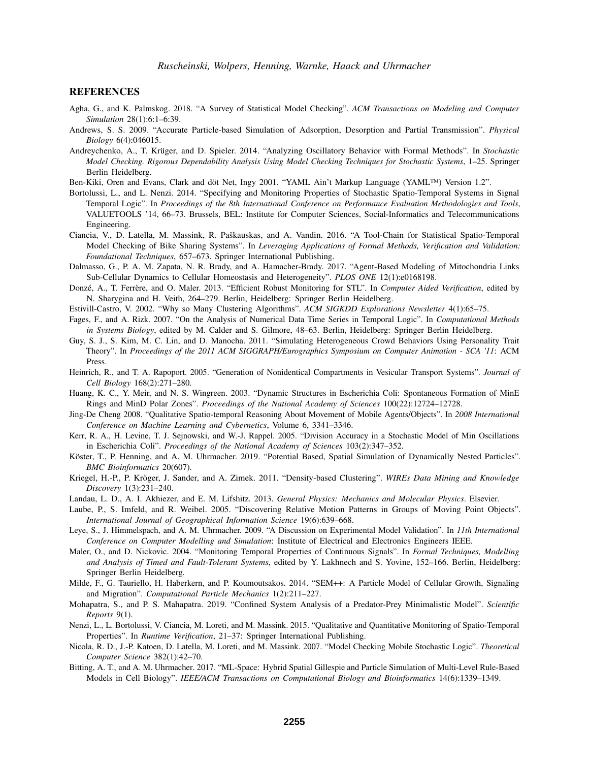## REFERENCES

Agha, G., and K. Palmskog. 2018. "A Survey of Statistical Model Checking". *ACM Transactions on Modeling and Computer Simulation* 28(1):6:1–6:39.

Andrews, S. S. 2009. "Accurate Particle-based Simulation of Adsorption, Desorption and Partial Transmission". *Physical Biology* 6(4):046015.

Andreychenko, A., T. Krüger, and D. Spieler. 2014. "Analyzing Oscillatory Behavior with Formal Methods". In *Stochastic Model Checking. Rigorous Dependability Analysis Using Model Checking Techniques for Stochastic Systems*, 1–25. Springer Berlin Heidelberg.

Ben-Kiki, Oren and Evans, Clark and döt Net, Ingy 2001. "YAML Ain't Markup Language (YAML™) Version 1.2".

Bortolussi, L., and L. Nenzi. 2014. "Specifying and Monitoring Properties of Stochastic Spatio-Temporal Systems in Signal Temporal Logic". In *Proceedings of the 8th International Conference on Performance Evaluation Methodologies and Tools*, VALUETOOLS '14, 66–73. Brussels, BEL: Institute for Computer Sciences, Social-Informatics and Telecommunications Engineering.

Ciancia, V., D. Latella, M. Massink, R. Paškauskas, and A. Vandin. 2016. "A Tool-Chain for Statistical Spatio-Temporal Model Checking of Bike Sharing Systems". In *Leveraging Applications of Formal Methods, Verification and Validation: Foundational Techniques*, 657–673. Springer International Publishing.

Dalmasso, G., P. A. M. Zapata, N. R. Brady, and A. Hamacher-Brady. 2017. "Agent-Based Modeling of Mitochondria Links Sub-Cellular Dynamics to Cellular Homeostasis and Heterogeneity". *PLOS ONE* 12(1):e0168198.

Donzé, A., T. Ferrère, and O. Maler. 2013. "Efficient Robust Monitoring for STL". In *Computer Aided Verification*, edited by N. Sharygina and H. Veith, 264–279. Berlin, Heidelberg: Springer Berlin Heidelberg.

Estivill-Castro, V. 2002. "Why so Many Clustering Algorithms". *ACM SIGKDD Explorations Newsletter* 4(1):65–75.

Fages, F., and A. Rizk. 2007. "On the Analysis of Numerical Data Time Series in Temporal Logic". In *Computational Methods in Systems Biology*, edited by M. Calder and S. Gilmore, 48–63. Berlin, Heidelberg: Springer Berlin Heidelberg.

Guy, S. J., S. Kim, M. C. Lin, and D. Manocha. 2011. "Simulating Heterogeneous Crowd Behaviors Using Personality Trait Theory". In *Proceedings of the 2011 ACM SIGGRAPH/Eurographics Symposium on Computer Animation - SCA '11*: ACM Press.

Heinrich, R., and T. A. Rapoport. 2005. "Generation of Nonidentical Compartments in Vesicular Transport Systems". *Journal of Cell Biology* 168(2):271–280.

Huang, K. C., Y. Meir, and N. S. Wingreen. 2003. "Dynamic Structures in Escherichia Coli: Spontaneous Formation of MinE Rings and MinD Polar Zones". *Proceedings of the National Academy of Sciences* 100(22):12724–12728.

Jing-De Cheng 2008. "Qualitative Spatio-temporal Reasoning About Movement of Mobile Agents/Objects". In *2008 International Conference on Machine Learning and Cybernetics*, Volume 6, 3341–3346.

Kerr, R. A., H. Levine, T. J. Sejnowski, and W.-J. Rappel. 2005. "Division Accuracy in a Stochastic Model of Min Oscillations in Escherichia Coli". *Proceedings of the National Academy of Sciences* 103(2):347–352.

Köster, T., P. Henning, and A. M. Uhrmacher. 2019. "Potential Based, Spatial Simulation of Dynamically Nested Particles". *BMC Bioinformatics* 20(607).

Kriegel, H.-P., P. Kröger, J. Sander, and A. Zimek. 2011. "Density-based Clustering". *WIREs Data Mining and Knowledge Discovery* 1(3):231–240.

Landau, L. D., A. I. Akhiezer, and E. M. Lifshitz. 2013. *General Physics: Mechanics and Molecular Physics*. Elsevier.

Laube, P., S. Imfeld, and R. Weibel. 2005. "Discovering Relative Motion Patterns in Groups of Moving Point Objects". *International Journal of Geographical Information Science* 19(6):639–668.

Leye, S., J. Himmelspach, and A. M. Uhrmacher. 2009. "A Discussion on Experimental Model Validation". In *11th International Conference on Computer Modelling and Simulation*: Institute of Electrical and Electronics Engineers IEEE.

Maler, O., and D. Nickovic. 2004. "Monitoring Temporal Properties of Continuous Signals". In *Formal Techniques, Modelling and Analysis of Timed and Fault-Tolerant Systems*, edited by Y. Lakhnech and S. Yovine, 152–166. Berlin, Heidelberg: Springer Berlin Heidelberg.

Milde, F., G. Tauriello, H. Haberkern, and P. Koumoutsakos. 2014. "SEM++: A Particle Model of Cellular Growth, Signaling and Migration". *Computational Particle Mechanics* 1(2):211–227.

Mohapatra, S., and P. S. Mahapatra. 2019. "Confined System Analysis of a Predator-Prey Minimalistic Model". *Scientific Reports* 9(1).

Nenzi, L., L. Bortolussi, V. Ciancia, M. Loreti, and M. Massink. 2015. "Qualitative and Quantitative Monitoring of Spatio-Temporal Properties". In *Runtime Verification*, 21–37: Springer International Publishing.

Nicola, R. D., J.-P. Katoen, D. Latella, M. Loreti, and M. Massink. 2007. "Model Checking Mobile Stochastic Logic". *Theoretical Computer Science* 382(1):42–70.

Bitting, A. T., and A. M. Uhrmacher. 2017. "ML-Space: Hybrid Spatial Gillespie and Particle Simulation of Multi-Level Rule-Based Models in Cell Biology". *IEEE/ACM Transactions on Computational Biology and Bioinformatics* 14(6):1339–1349.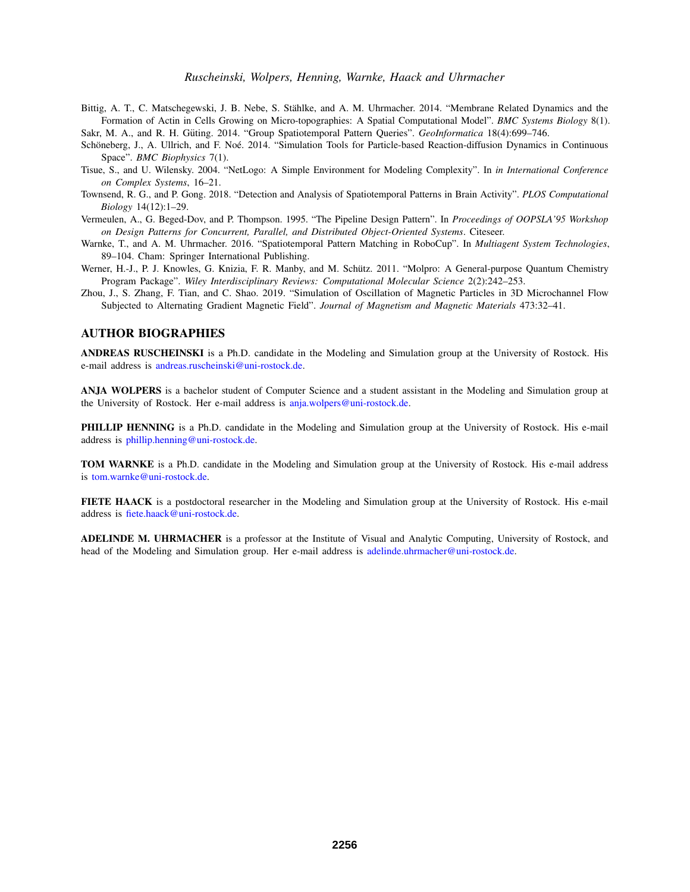Bittig, A. T., C. Matschegewski, J. B. Nebe, S. Stählke, and A. M. Uhrmacher. 2014. "Membrane Related Dynamics and the Formation of Actin in Cells Growing on Micro-topographies: A Spatial Computational Model". *BMC Systems Biology* 8(1).

Sakr, M. A., and R. H. Güting. 2014. "Group Spatiotemporal Pattern Queries". *GeoInformatica* 18(4):699–746.

Schöneberg, J., A. Ullrich, and F. Noé. 2014. "Simulation Tools for Particle-based Reaction-diffusion Dynamics in Continuous Space". *BMC Biophysics* 7(1).

Tisue, S., and U. Wilensky. 2004. "NetLogo: A Simple Environment for Modeling Complexity". In *in International Conference on Complex Systems*, 16–21.

Townsend, R. G., and P. Gong. 2018. "Detection and Analysis of Spatiotemporal Patterns in Brain Activity". *PLOS Computational Biology* 14(12):1–29.

Vermeulen, A., G. Beged-Dov, and P. Thompson. 1995. "The Pipeline Design Pattern". In *Proceedings of OOPSLA'95 Workshop on Design Patterns for Concurrent, Parallel, and Distributed Object-Oriented Systems*. Citeseer.

Warnke, T., and A. M. Uhrmacher. 2016. "Spatiotemporal Pattern Matching in RoboCup". In *Multiagent System Technologies*, 89–104. Cham: Springer International Publishing.

Werner, H.-J., P. J. Knowles, G. Knizia, F. R. Manby, and M. Schütz. 2011. "Molpro: A General-purpose Quantum Chemistry Program Package". *Wiley Interdisciplinary Reviews: Computational Molecular Science* 2(2):242–253.

Zhou, J., S. Zhang, F. Tian, and C. Shao. 2019. "Simulation of Oscillation of Magnetic Particles in 3D Microchannel Flow Subjected to Alternating Gradient Magnetic Field". *Journal of Magnetism and Magnetic Materials* 473:32–41.

## AUTHOR BIOGRAPHIES

**ANDREAS RUSCHEINSKI** is a Ph.D. candidate in the Modeling and Simulation group at the University of Rostock. His e-mail address is andreas.ruscheinski@uni-rostock.de.

**ANJA WOLPERS** is a bachelor student of Computer Science and a student assistant in the Modeling and Simulation group at the University of Rostock. Her e-mail address is anja.wolpers@uni-rostock.de.

**PHILLIP HENNING** is a Ph.D. candidate in the Modeling and Simulation group at the University of Rostock. His e-mail address is phillip.henning@uni-rostock.de.

**TOM WARNKE** is a Ph.D. candidate in the Modeling and Simulation group at the University of Rostock. His e-mail address is tom.warnke@uni-rostock.de.

**FIETE HAACK** is a postdoctoral researcher in the Modeling and Simulation group at the University of Rostock. His e-mail address is fiete.haack@uni-rostock.de.

**ADELINDE M. UHRMACHER** is a professor at the Institute of Visual and Analytic Computing, University of Rostock, and head of the Modeling and Simulation group. Her e-mail address is adelinde.uhrmacher@uni-rostock.de.